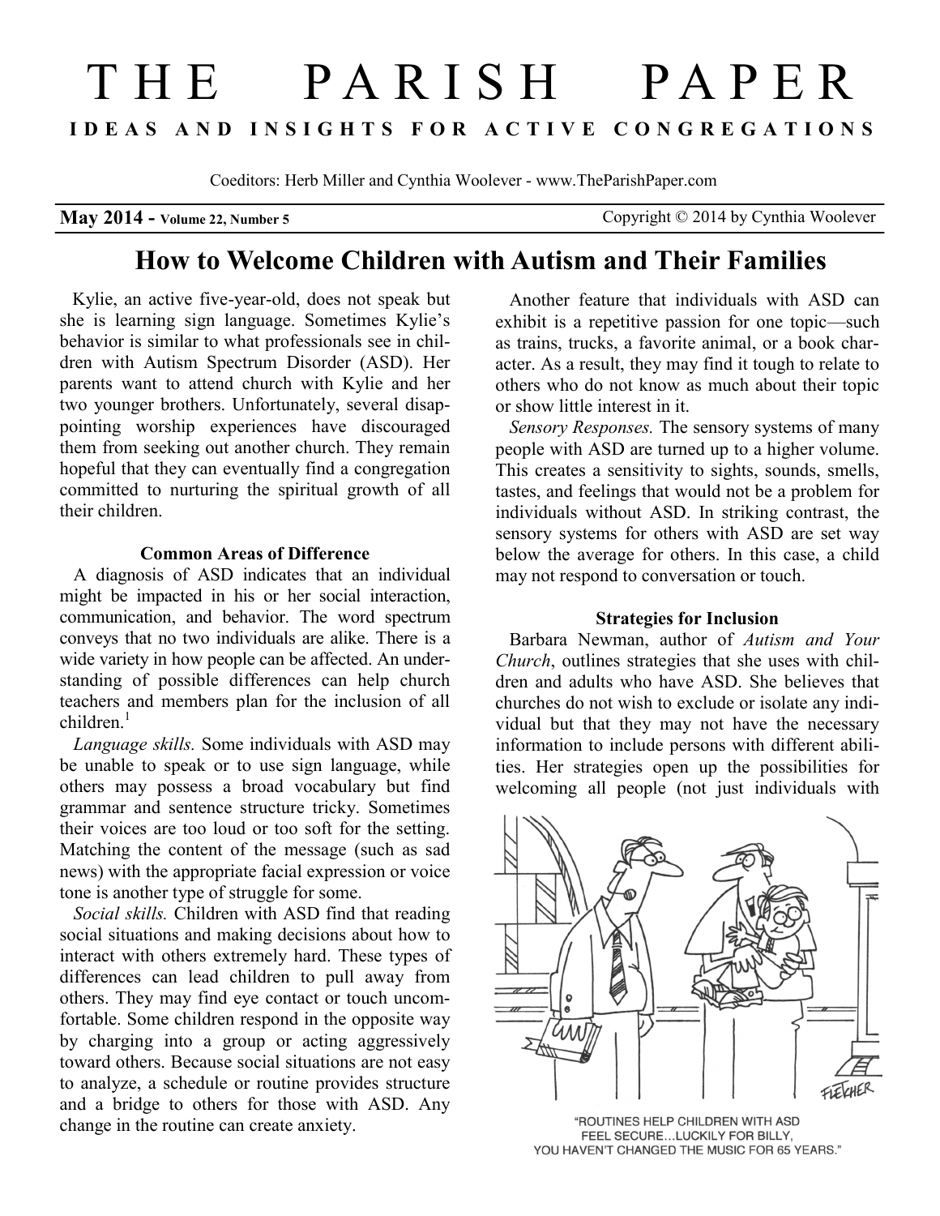# THE PARISH PAPER

**IDEAS AND INSIGHTS FOR ACTIVE CONGREGATIONS**

Coeditors: Herb Miller and Cynthia Woolever - www.TheParishPaper.com

**May 2014 - Volume 22, Number 5** Copyright © 2014 by Cynthia Woolever

## How to Welcome Children with Autism and Their Families

Kylie, an active five-year-old, does not speak but she is learning sign language. Sometimes Kylie's behavior is similar to what professionals see in children with Autism Spectrum Disorder (ASD). Her parents want to attend church with Kylie and her two younger brothers. Unfortunately, several disappointing worship experiences have discouraged them from seeking out another church. They remain hopeful that they can eventually find a congregation committed to nurturing the spiritual growth of all their children.

### Common Areas of Difference

A diagnosis of ASD indicates that an individual might be impacted in his or her social interaction, communication, and behavior. The word spectrum conveys that no two individuals are alike. There is a wide variety in how people can be affected. An understanding of possible differences can help church teachers and members plan for the inclusion of all children.[1]

*Language skills.* Some individuals with ASD may be unable to speak or to use sign language, while others may possess a broad vocabulary but find grammar and sentence structure tricky. Sometimes their voices are too loud or too soft for the setting. Matching the content of the message (such as sad news) with the appropriate facial expression or voice tone is another type of struggle for some.

*Social skills.* Children with ASD find that reading social situations and making decisions about how to interact with others extremely hard. These types of differences can lead children to pull away from others. They may find eye contact or touch uncomfortable. Some children respond in the opposite way by charging into a group or acting aggressively toward others. Because social situations are not easy to analyze, a schedule or routine provides structure and a bridge to others for those with ASD. Any change in the routine can create anxiety.

Another feature that individuals with ASD can exhibit is a repetitive passion for one topic—such as trains, trucks, a favorite animal, or a book character. As a result, they may find it tough to relate to others who do not know as much about their topic or show little interest in it.

*Sensory Responses.* The sensory systems of many people with ASD are turned up to a higher volume. This creates a sensitivity to sights, sounds, smells, tastes, and feelings that would not be a problem for individuals without ASD. In striking contrast, the sensory systems for others with ASD are set way below the average for others. In this case, a child may not respond to conversation or touch.

### Strategies for Inclusion

Barbara Newman, author of *Autism and Your Church*, outlines strategies that she uses with children and adults who have ASD. She believes that churches do not wish to exclude or isolate any individual but that they may not have the necessary information to include persons with different abilities. Her strategies open up the possibilities for welcoming all people (not just individuals with

"ROUTINES HELP CHILDREN WITH ASD FEEL SECURE...LUCKILY FOR BILLY, YOU HAVEN'T CHANGED THE MUSIC FOR 65 YEARS."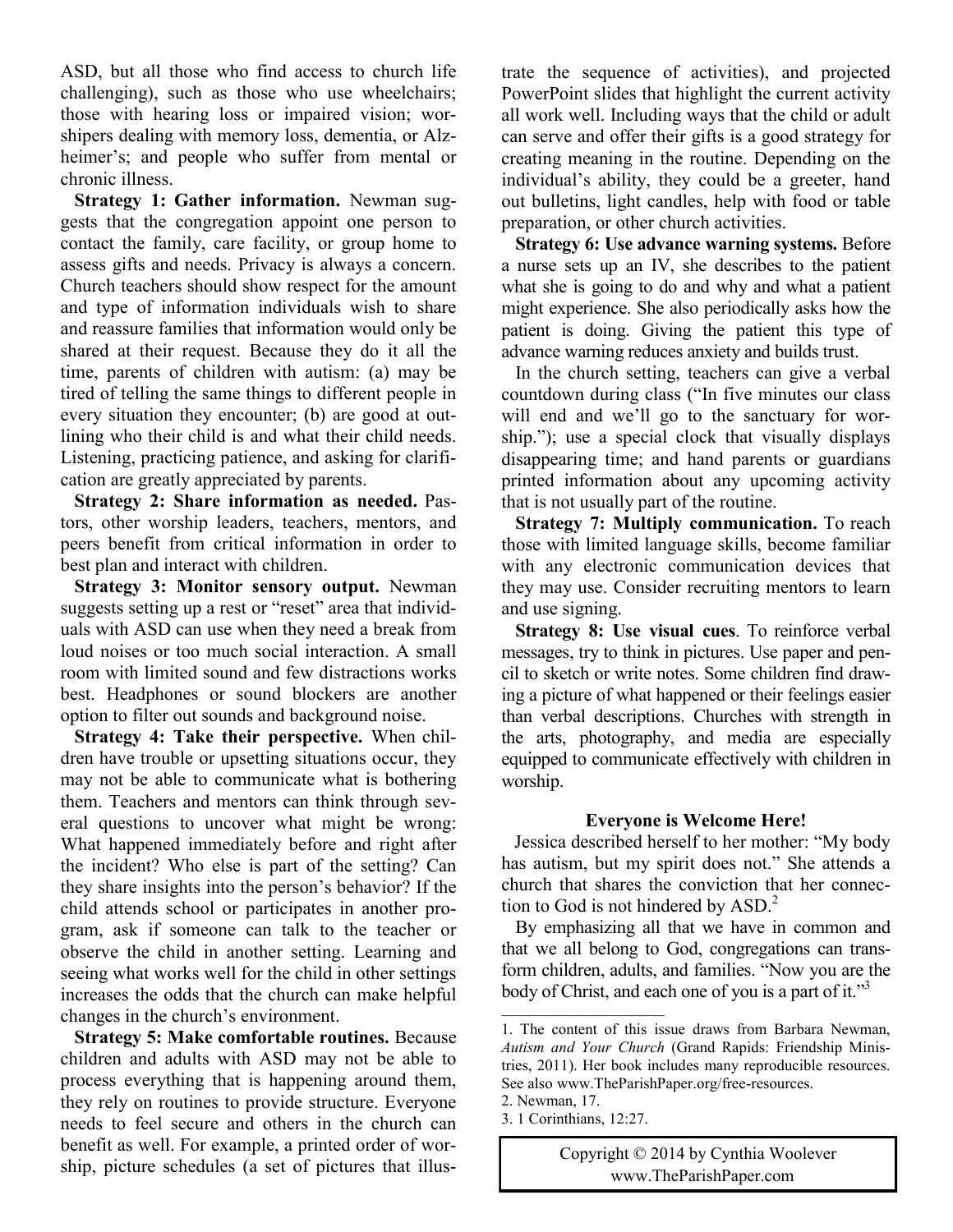ASD, but all those who find access to church life challenging), such as those who use wheelchairs; those with hearing loss or impaired vision; worshipers dealing with memory loss, dementia, or Alzheimer's; and people who suffer from mental or chronic illness.

**Strategy 1: Gather information.** Newman suggests that the congregation appoint one person to contact the family, care facility, or group home to assess gifts and needs. Privacy is always a concern. Church teachers should show respect for the amount and type of information individuals wish to share and reassure families that information would only be shared at their request. Because they do it all the time, parents of children with autism: (a) may be tired of telling the same things to different people in every situation they encounter; (b) are good at outlining who their child is and what their child needs. Listening, practicing patience, and asking for clarification are greatly appreciated by parents.

**Strategy 2: Share information as needed.** Pastors, other worship leaders, teachers, mentors, and peers benefit from critical information in order to best plan and interact with children.

**Strategy 3: Monitor sensory output.** Newman suggests setting up a rest or "reset" area that individuals with ASD can use when they need a break from loud noises or too much social interaction. A small room with limited sound and few distractions works best. Headphones or sound blockers are another option to filter out sounds and background noise.

**Strategy 4: Take their perspective.** When children have trouble or upsetting situations occur, they may not be able to communicate what is bothering them. Teachers and mentors can think through several questions to uncover what might be wrong: What happened immediately before and right after the incident? Who else is part of the setting? Can they share insights into the person's behavior? If the child attends school or participates in another program, ask if someone can talk to the teacher or observe the child in another setting. Learning and seeing what works well for the child in other settings increases the odds that the church can make helpful changes in the church's environment.

**Strategy 5: Make comfortable routines.** Because children and adults with ASD may not be able to process everything that is happening around them, they rely on routines to provide structure. Everyone needs to feel secure and others in the church can benefit as well. For example, a printed order of worship, picture schedules (a set of pictures that illustrate the sequence of activities), and projected PowerPoint slides that highlight the current activity all work well. Including ways that the child or adult can serve and offer their gifts is a good strategy for creating meaning in the routine. Depending on the individual's ability, they could be a greeter, hand out bulletins, light candles, help with food or table preparation, or other church activities.

**Strategy 6: Use advance warning systems.** Before a nurse sets up an IV, she describes to the patient what she is going to do and why and what a patient might experience. She also periodically asks how the patient is doing. Giving the patient this type of advance warning reduces anxiety and builds trust.

In the church setting, teachers can give a verbal countdown during class ("In five minutes our class will end and we'll go to the sanctuary for worship."); use a special clock that visually displays disappearing time; and hand parents or guardians printed information about any upcoming activity that is not usually part of the routine.

**Strategy 7: Multiply communication.** To reach those with limited language skills, become familiar with any electronic communication devices that they may use. Consider recruiting mentors to learn and use signing.

**Strategy 8: Use visual cues**. To reinforce verbal messages, try to think in pictures. Use paper and pencil to sketch or write notes. Some children find drawing a picture of what happened or their feelings easier than verbal descriptions. Churches with strength in the arts, photography, and media are especially equipped to communicate effectively with children in worship.

## Everyone is Welcome Here!

Jessica described herself to her mother: "My body has autism, but my spirit does not." She attends a church that shares the conviction that her connection to God is not hindered by ASD.[2]

By emphasizing all that we have in common and that we all belong to God, congregations can transform children, adults, and families. "Now you are the body of Christ, and each one of you is a part of it."[3]

---

1. The content of this issue draws from Barbara Newman, *Autism and Your Church* (Grand Rapids: Friendship Ministries, 2011). Her book includes many reproducible resources. See also www.TheParishPaper.org/free-resources.
2. Newman, 17.
3. 1 Corinthians, 12:27.

Copyright © 2014 by Cynthia Woolever
www.TheParishPaper.com